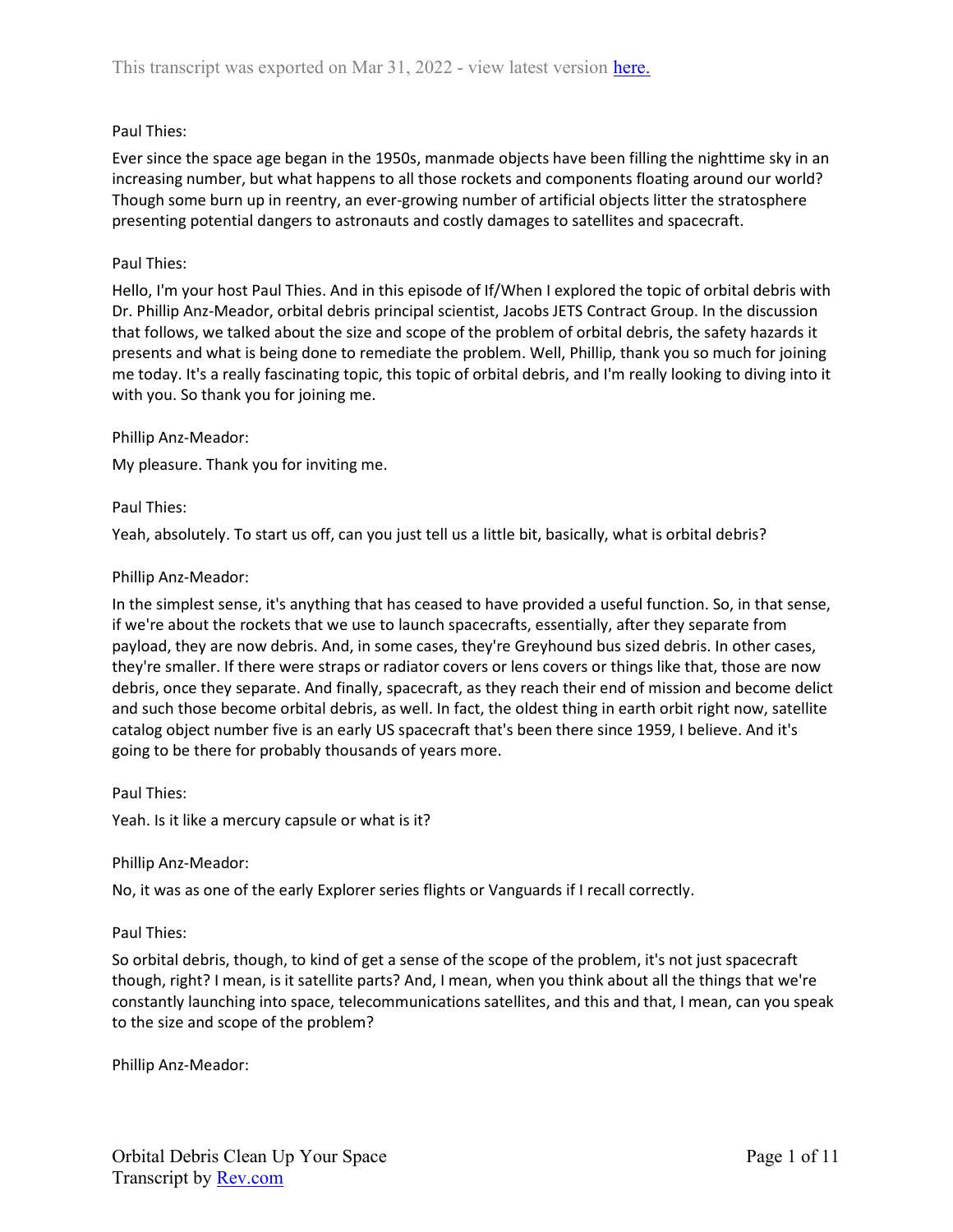Paul Thies:

Ever since the space age began in the 1950s, manmade objects have been filling the nighttime sky in an increasing number, but what happens to all those rockets and components floating around our world? Though some burn up in reentry, an ever-growing number of artificial objects litter the stratosphere presenting potential dangers to astronauts and costly damages to satellites and spacecraft.

Paul Thies:

Hello, I'm your host Paul Thies. And in this episode of If/When I explored the topic of orbital debris with Dr. Phillip Anz-Meador, orbital debris principal scientist, Jacobs JETS Contract Group. In the discussion that follows, we talked about the size and scope of the problem of orbital debris, the safety hazards it presents and what is being done to remediate the problem. Well, Phillip, thank you so much for joining me today. It's a really fascinating topic, this topic of orbital debris, and I'm really looking to diving into it with you. So thank you for joining me.

Phillip Anz-Meador:

My pleasure. Thank you for inviting me.

Paul Thies:

Yeah, absolutely. To start us off, can you just tell us a little bit, basically, what is orbital debris?

Phillip Anz-Meador:

In the simplest sense, it's anything that has ceased to have provided a useful function. So, in that sense, if we're about the rockets that we use to launch spacecrafts, essentially, after they separate from payload, they are now debris. And, in some cases, they're Greyhound bus sized debris. In other cases, they're smaller. If there were straps or radiator covers or lens covers or things like that, those are now debris, once they separate. And finally, spacecraft, as they reach their end of mission and become delict and such those become orbital debris, as well. In fact, the oldest thing in earth orbit right now, satellite catalog object number five is an early US spacecraft that's been there since 1959, I believe. And it's going to be there for probably thousands of years more.

Paul Thies:

Yeah. Is it like a mercury capsule or what is it?

Phillip Anz-Meador:

No, it was as one of the early Explorer series flights or Vanguards if I recall correctly.

Paul Thies:

So orbital debris, though, to kind of get a sense of the scope of the problem, it's not just spacecraft though, right? I mean, is it satellite parts? And, I mean, when you think about all the things that we're constantly launching into space, telecommunications satellites, and this and that, I mean, can you speak to the size and scope of the problem?

Phillip Anz-Meador: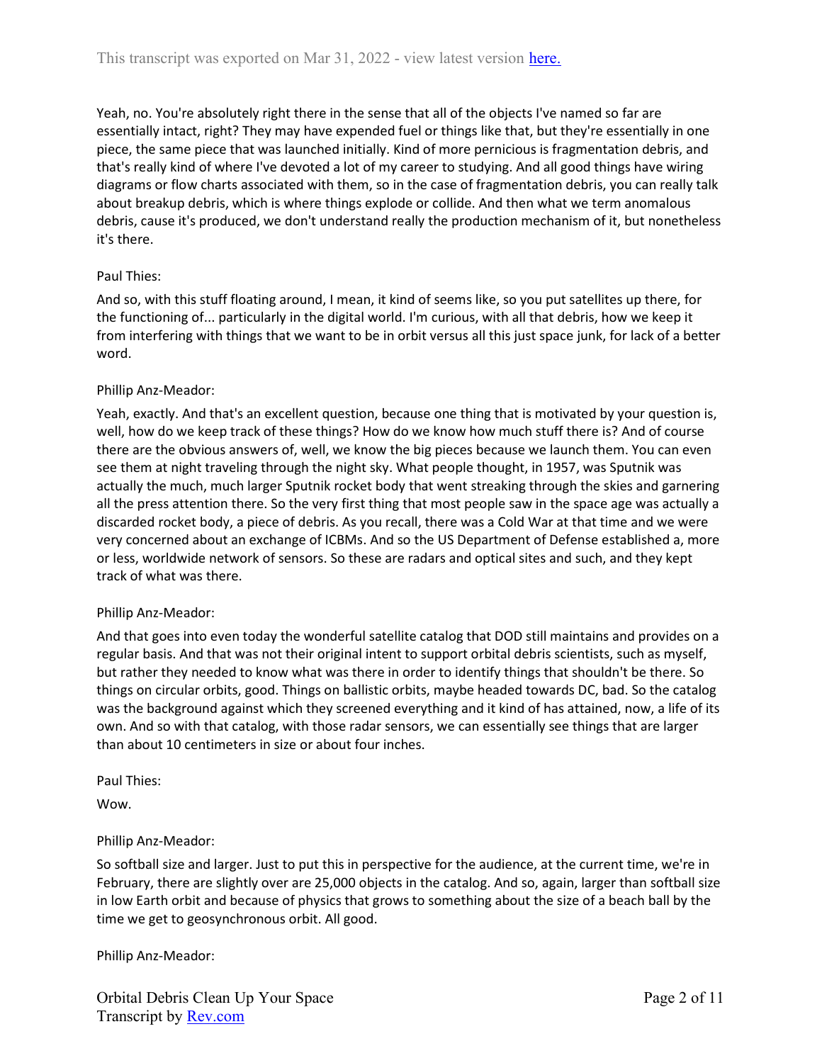Yeah, no. You're absolutely right there in the sense that all of the objects I've named so far are essentially intact, right? They may have expended fuel or things like that, but they're essentially in one piece, the same piece that was launched initially. Kind of more pernicious is fragmentation debris, and that's really kind of where I've devoted a lot of my career to studying. And all good things have wiring diagrams or flow charts associated with them, so in the case of fragmentation debris, you can really talk about breakup debris, which is where things explode or collide. And then what we term anomalous debris, cause it's produced, we don't understand really the production mechanism of it, but nonetheless it's there.

Paul Thies:

And so, with this stuff floating around, I mean, it kind of seems like, so you put satellites up there, for the functioning of... particularly in the digital world. I'm curious, with all that debris, how we keep it from interfering with things that we want to be in orbit versus all this just space junk, for lack of a better word.

Phillip Anz-Meador:

Yeah, exactly. And that's an excellent question, because one thing that is motivated by your question is, well, how do we keep track of these things? How do we know how much stuff there is? And of course there are the obvious answers of, well, we know the big pieces because we launch them. You can even see them at night traveling through the night sky. What people thought, in 1957, was Sputnik was actually the much, much larger Sputnik rocket body that went streaking through the skies and garnering all the press attention there. So the very first thing that most people saw in the space age was actually a discarded rocket body, a piece of debris. As you recall, there was a Cold War at that time and we were very concerned about an exchange of ICBMs. And so the US Department of Defense established a, more or less, worldwide network of sensors. So these are radars and optical sites and such, and they kept track of what was there.

Phillip Anz-Meador:

And that goes into even today the wonderful satellite catalog that DOD still maintains and provides on a regular basis. And that was not their original intent to support orbital debris scientists, such as myself, but rather they needed to know what was there in order to identify things that shouldn't be there. So things on circular orbits, good. Things on ballistic orbits, maybe headed towards DC, bad. So the catalog was the background against which they screened everything and it kind of has attained, now, a life of its own. And so with that catalog, with those radar sensors, we can essentially see things that are larger than about 10 centimeters in size or about four inches.

Paul Thies:

Wow.

Phillip Anz-Meador:

So softball size and larger. Just to put this in perspective for the audience, at the current time, we're in February, there are slightly over are 25,000 objects in the catalog. And so, again, larger than softball size in low Earth orbit and because of physics that grows to something about the size of a beach ball by the time we get to geosynchronous orbit. All good.

Phillip Anz-Meador: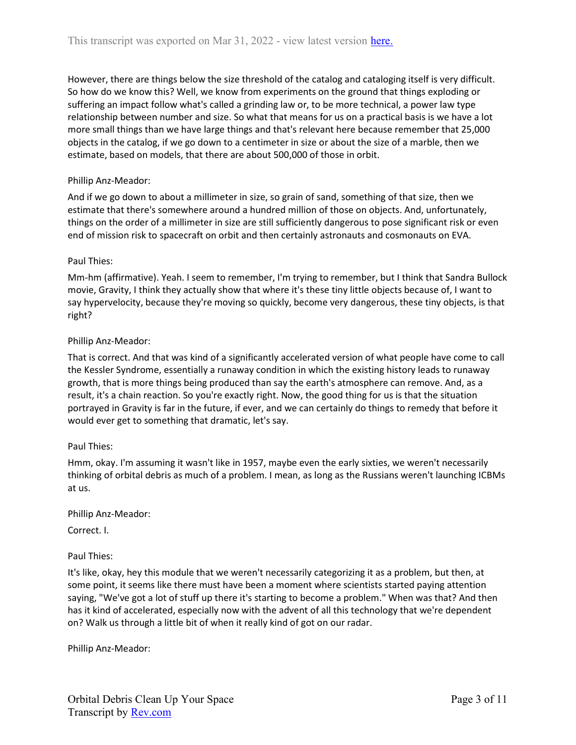However, there are things below the size threshold of the catalog and cataloging itself is very difficult. So how do we know this? Well, we know from experiments on the ground that things exploding or suffering an impact follow what's called a grinding law or, to be more technical, a power law type relationship between number and size. So what that means for us on a practical basis is we have a lot more small things than we have large things and that's relevant here because remember that 25,000 objects in the catalog, if we go down to a centimeter in size or about the size of a marble, then we estimate, based on models, that there are about 500,000 of those in orbit.

Phillip Anz-Meador:

And if we go down to about a millimeter in size, so grain of sand, something of that size, then we estimate that there's somewhere around a hundred million of those on objects. And, unfortunately, things on the order of a millimeter in size are still sufficiently dangerous to pose significant risk or even end of mission risk to spacecraft on orbit and then certainly astronauts and cosmonauts on EVA.

Paul Thies:

Mm-hm (affirmative). Yeah. I seem to remember, I'm trying to remember, but I think that Sandra Bullock movie, Gravity, I think they actually show that where it's these tiny little objects because of, I want to say hypervelocity, because they're moving so quickly, become very dangerous, these tiny objects, is that right?

Phillip Anz-Meador:

That is correct. And that was kind of a significantly accelerated version of what people have come to call the Kessler Syndrome, essentially a runaway condition in which the existing history leads to runaway growth, that is more things being produced than say the earth's atmosphere can remove. And, as a result, it's a chain reaction. So you're exactly right. Now, the good thing for us is that the situation portrayed in Gravity is far in the future, if ever, and we can certainly do things to remedy that before it would ever get to something that dramatic, let's say.

Paul Thies:

Hmm, okay. I'm assuming it wasn't like in 1957, maybe even the early sixties, we weren't necessarily thinking of orbital debris as much of a problem. I mean, as long as the Russians weren't launching ICBMs at us.

Phillip Anz-Meador:

Correct. I.

Paul Thies:

It's like, okay, hey this module that we weren't necessarily categorizing it as a problem, but then, at some point, it seems like there must have been a moment where scientists started paying attention saying, "We've got a lot of stuff up there it's starting to become a problem." When was that? And then has it kind of accelerated, especially now with the advent of all this technology that we're dependent on? Walk us through a little bit of when it really kind of got on our radar.

Phillip Anz-Meador: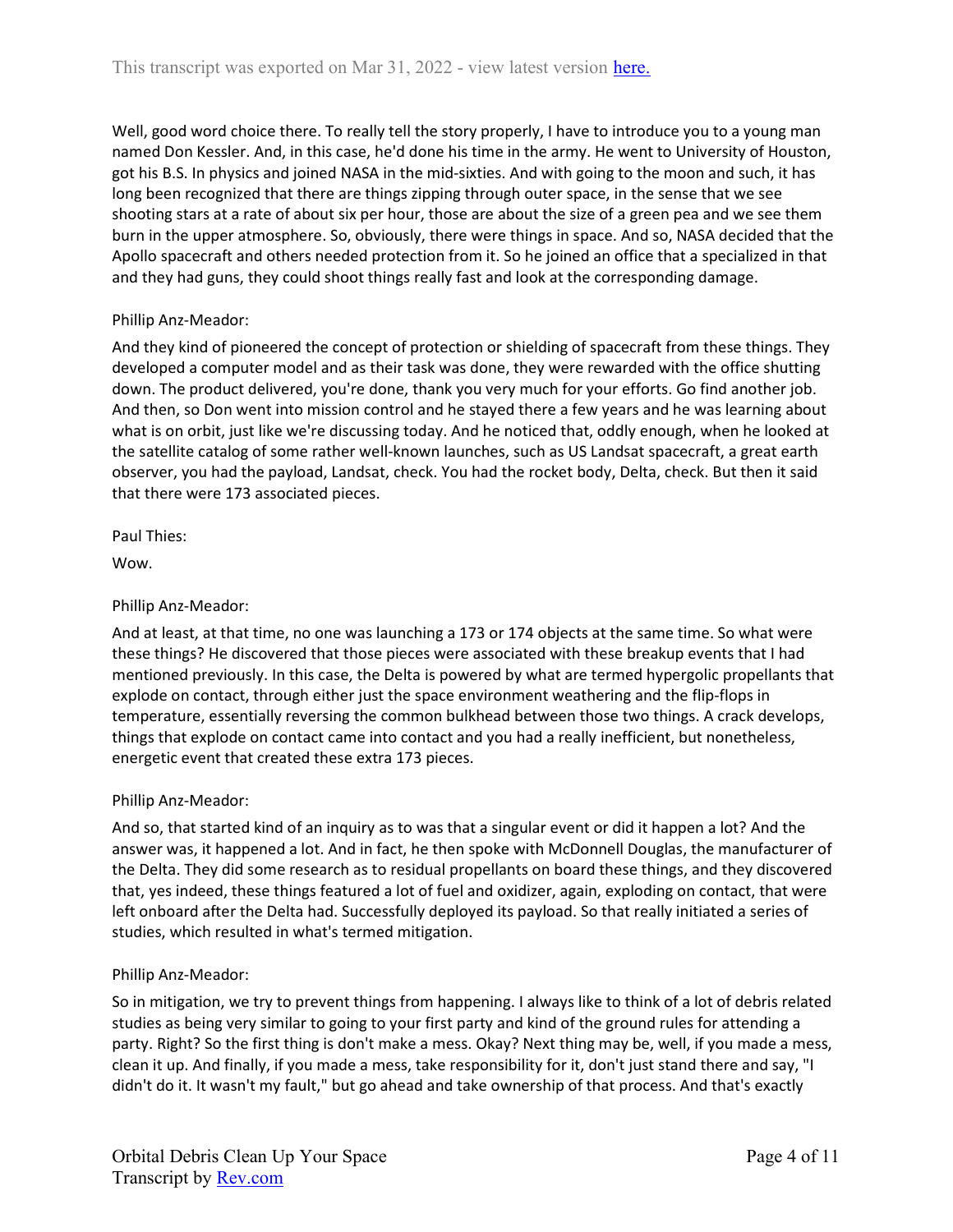Well, good word choice there. To really tell the story properly, I have to introduce you to a young man named Don Kessler. And, in this case, he'd done his time in the army. He went to University of Houston, got his B.S. In physics and joined NASA in the mid-sixties. And with going to the moon and such, it has long been recognized that there are things zipping through outer space, in the sense that we see shooting stars at a rate of about six per hour, those are about the size of a green pea and we see them burn in the upper atmosphere. So, obviously, there were things in space. And so, NASA decided that the Apollo spacecraft and others needed protection from it. So he joined an office that a specialized in that and they had guns, they could shoot things really fast and look at the corresponding damage.

Phillip Anz-Meador:

And they kind of pioneered the concept of protection or shielding of spacecraft from these things. They developed a computer model and as their task was done, they were rewarded with the office shutting down. The product delivered, you're done, thank you very much for your efforts. Go find another job. And then, so Don went into mission control and he stayed there a few years and he was learning about what is on orbit, just like we're discussing today. And he noticed that, oddly enough, when he looked at the satellite catalog of some rather well-known launches, such as US Landsat spacecraft, a great earth observer, you had the payload, Landsat, check. You had the rocket body, Delta, check. But then it said that there were 173 associated pieces.

Paul Thies:

Wow.

Phillip Anz-Meador:

And at least, at that time, no one was launching a 173 or 174 objects at the same time. So what were these things? He discovered that those pieces were associated with these breakup events that I had mentioned previously. In this case, the Delta is powered by what are termed hypergolic propellants that explode on contact, through either just the space environment weathering and the flip-flops in temperature, essentially reversing the common bulkhead between those two things. A crack develops, things that explode on contact came into contact and you had a really inefficient, but nonetheless, energetic event that created these extra 173 pieces.

Phillip Anz-Meador:

And so, that started kind of an inquiry as to was that a singular event or did it happen a lot? And the answer was, it happened a lot. And in fact, he then spoke with McDonnell Douglas, the manufacturer of the Delta. They did some research as to residual propellants on board these things, and they discovered that, yes indeed, these things featured a lot of fuel and oxidizer, again, exploding on contact, that were left onboard after the Delta had. Successfully deployed its payload. So that really initiated a series of studies, which resulted in what's termed mitigation.

Phillip Anz-Meador:

So in mitigation, we try to prevent things from happening. I always like to think of a lot of debris related studies as being very similar to going to your first party and kind of the ground rules for attending a party. Right? So the first thing is don't make a mess. Okay? Next thing may be, well, if you made a mess, clean it up. And finally, if you made a mess, take responsibility for it, don't just stand there and say, "I didn't do it. It wasn't my fault," but go ahead and take ownership of that process. And that's exactly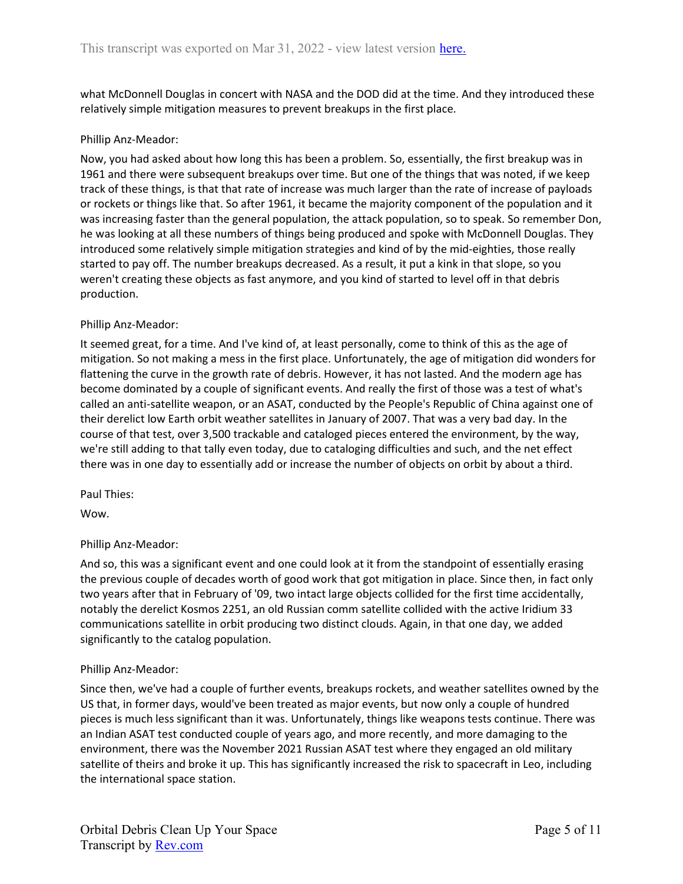what McDonnell Douglas in concert with NASA and the DOD did at the time. And they introduced these relatively simple mitigation measures to prevent breakups in the first place.

Phillip Anz-Meador:

Now, you had asked about how long this has been a problem. So, essentially, the first breakup was in 1961 and there were subsequent breakups over time. But one of the things that was noted, if we keep track of these things, is that that rate of increase was much larger than the rate of increase of payloads or rockets or things like that. So after 1961, it became the majority component of the population and it was increasing faster than the general population, the attack population, so to speak. So remember Don, he was looking at all these numbers of things being produced and spoke with McDonnell Douglas. They introduced some relatively simple mitigation strategies and kind of by the mid-eighties, those really started to pay off. The number breakups decreased. As a result, it put a kink in that slope, so you weren't creating these objects as fast anymore, and you kind of started to level off in that debris production.

Phillip Anz-Meador:

It seemed great, for a time. And I've kind of, at least personally, come to think of this as the age of mitigation. So not making a mess in the first place. Unfortunately, the age of mitigation did wonders for flattening the curve in the growth rate of debris. However, it has not lasted. And the modern age has become dominated by a couple of significant events. And really the first of those was a test of what's called an anti-satellite weapon, or an ASAT, conducted by the People's Republic of China against one of their derelict low Earth orbit weather satellites in January of 2007. That was a very bad day. In the course of that test, over 3,500 trackable and cataloged pieces entered the environment, by the way, we're still adding to that tally even today, due to cataloging difficulties and such, and the net effect there was in one day to essentially add or increase the number of objects on orbit by about a third.

Paul Thies:

Wow.

Phillip Anz-Meador:

And so, this was a significant event and one could look at it from the standpoint of essentially erasing the previous couple of decades worth of good work that got mitigation in place. Since then, in fact only two years after that in February of '09, two intact large objects collided for the first time accidentally, notably the derelict Kosmos 2251, an old Russian comm satellite collided with the active Iridium 33 communications satellite in orbit producing two distinct clouds. Again, in that one day, we added significantly to the catalog population.

Phillip Anz-Meador:

Since then, we've had a couple of further events, breakups rockets, and weather satellites owned by the US that, in former days, would've been treated as major events, but now only a couple of hundred pieces is much less significant than it was. Unfortunately, things like weapons tests continue. There was an Indian ASAT test conducted couple of years ago, and more recently, and more damaging to the environment, there was the November 2021 Russian ASAT test where they engaged an old military satellite of theirs and broke it up. This has significantly increased the risk to spacecraft in Leo, including the international space station.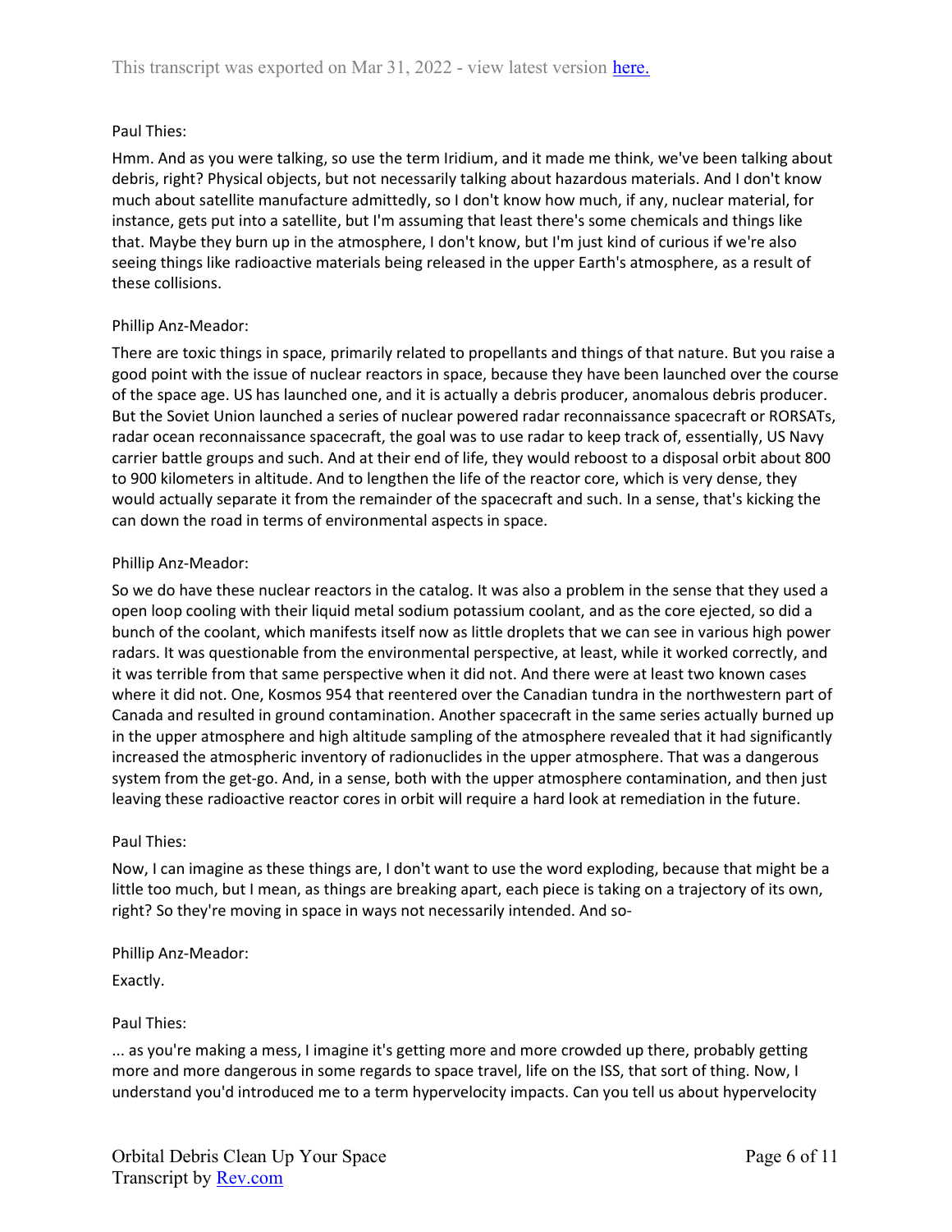Paul Thies:

Hmm. And as you were talking, so use the term Iridium, and it made me think, we've been talking about debris, right? Physical objects, but not necessarily talking about hazardous materials. And I don't know much about satellite manufacture admittedly, so I don't know how much, if any, nuclear material, for instance, gets put into a satellite, but I'm assuming that least there's some chemicals and things like that. Maybe they burn up in the atmosphere, I don't know, but I'm just kind of curious if we're also seeing things like radioactive materials being released in the upper Earth's atmosphere, as a result of these collisions.

Phillip Anz-Meador:

There are toxic things in space, primarily related to propellants and things of that nature. But you raise a good point with the issue of nuclear reactors in space, because they have been launched over the course of the space age. US has launched one, and it is actually a debris producer, anomalous debris producer. But the Soviet Union launched a series of nuclear powered radar reconnaissance spacecraft or RORSATs, radar ocean reconnaissance spacecraft, the goal was to use radar to keep track of, essentially, US Navy carrier battle groups and such. And at their end of life, they would reboost to a disposal orbit about 800 to 900 kilometers in altitude. And to lengthen the life of the reactor core, which is very dense, they would actually separate it from the remainder of the spacecraft and such. In a sense, that's kicking the can down the road in terms of environmental aspects in space.

Phillip Anz-Meador:

So we do have these nuclear reactors in the catalog. It was also a problem in the sense that they used a open loop cooling with their liquid metal sodium potassium coolant, and as the core ejected, so did a bunch of the coolant, which manifests itself now as little droplets that we can see in various high power radars. It was questionable from the environmental perspective, at least, while it worked correctly, and it was terrible from that same perspective when it did not. And there were at least two known cases where it did not. One, Kosmos 954 that reentered over the Canadian tundra in the northwestern part of Canada and resulted in ground contamination. Another spacecraft in the same series actually burned up in the upper atmosphere and high altitude sampling of the atmosphere revealed that it had significantly increased the atmospheric inventory of radionuclides in the upper atmosphere. That was a dangerous system from the get-go. And, in a sense, both with the upper atmosphere contamination, and then just leaving these radioactive reactor cores in orbit will require a hard look at remediation in the future.

Paul Thies:

Now, I can imagine as these things are, I don't want to use the word exploding, because that might be a little too much, but I mean, as things are breaking apart, each piece is taking on a trajectory of its own, right? So they're moving in space in ways not necessarily intended. And so-

Phillip Anz-Meador:

Exactly.

Paul Thies:

... as you're making a mess, I imagine it's getting more and more crowded up there, probably getting more and more dangerous in some regards to space travel, life on the ISS, that sort of thing. Now, I understand you'd introduced me to a term hypervelocity impacts. Can you tell us about hypervelocity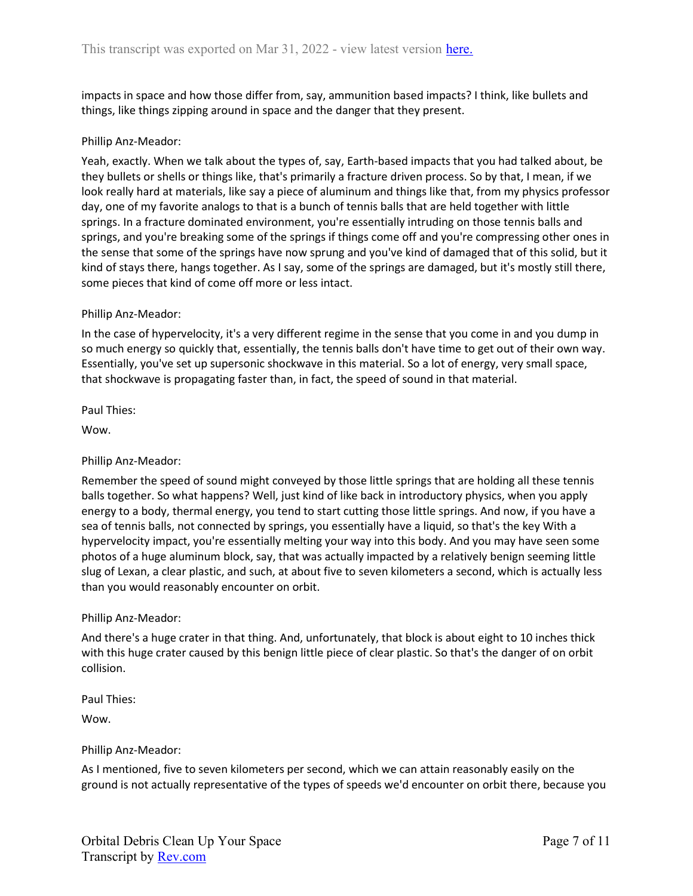impacts in space and how those differ from, say, ammunition based impacts? I think, like bullets and things, like things zipping around in space and the danger that they present.

Phillip Anz-Meador:

Yeah, exactly. When we talk about the types of, say, Earth-based impacts that you had talked about, be they bullets or shells or things like, that's primarily a fracture driven process. So by that, I mean, if we look really hard at materials, like say a piece of aluminum and things like that, from my physics professor day, one of my favorite analogs to that is a bunch of tennis balls that are held together with little springs. In a fracture dominated environment, you're essentially intruding on those tennis balls and springs, and you're breaking some of the springs if things come off and you're compressing other ones in the sense that some of the springs have now sprung and you've kind of damaged that of this solid, but it kind of stays there, hangs together. As I say, some of the springs are damaged, but it's mostly still there, some pieces that kind of come off more or less intact.

Phillip Anz-Meador:

In the case of hypervelocity, it's a very different regime in the sense that you come in and you dump in so much energy so quickly that, essentially, the tennis balls don't have time to get out of their own way. Essentially, you've set up supersonic shockwave in this material. So a lot of energy, very small space, that shockwave is propagating faster than, in fact, the speed of sound in that material.

Paul Thies:

Wow.

Phillip Anz-Meador:

Remember the speed of sound might conveyed by those little springs that are holding all these tennis balls together. So what happens? Well, just kind of like back in introductory physics, when you apply energy to a body, thermal energy, you tend to start cutting those little springs. And now, if you have a sea of tennis balls, not connected by springs, you essentially have a liquid, so that's the key With a hypervelocity impact, you're essentially melting your way into this body. And you may have seen some photos of a huge aluminum block, say, that was actually impacted by a relatively benign seeming little slug of Lexan, a clear plastic, and such, at about five to seven kilometers a second, which is actually less than you would reasonably encounter on orbit.

Phillip Anz-Meador:

And there's a huge crater in that thing. And, unfortunately, that block is about eight to 10 inches thick with this huge crater caused by this benign little piece of clear plastic. So that's the danger of on orbit collision.

Paul Thies:

Wow.

Phillip Anz-Meador:

As I mentioned, five to seven kilometers per second, which we can attain reasonably easily on the ground is not actually representative of the types of speeds we'd encounter on orbit there, because you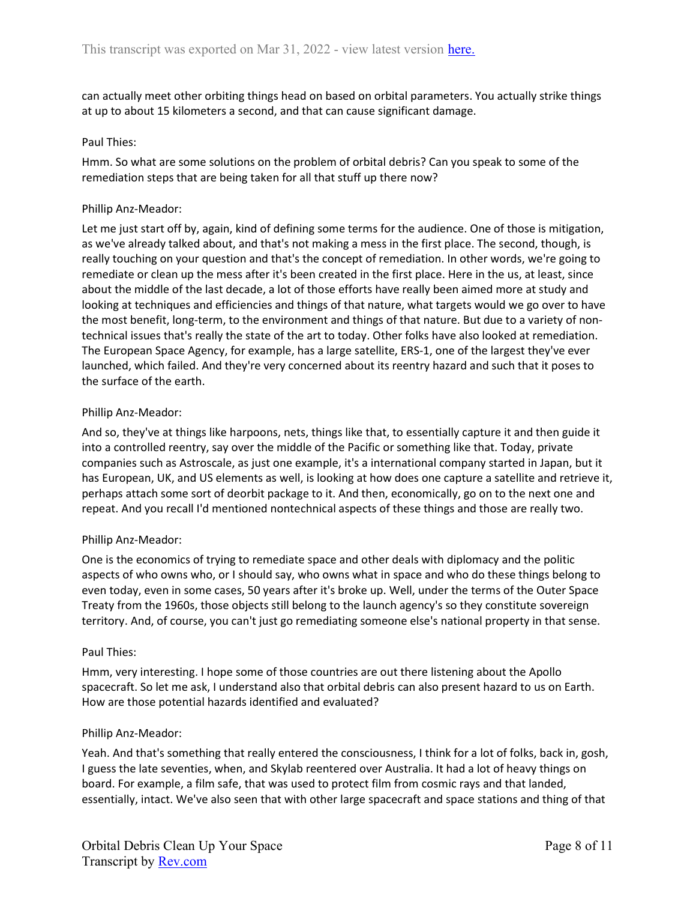can actually meet other orbiting things head on based on orbital parameters. You actually strike things at up to about 15 kilometers a second, and that can cause significant damage.

Paul Thies:

Hmm. So what are some solutions on the problem of orbital debris? Can you speak to some of the remediation steps that are being taken for all that stuff up there now?

Phillip Anz-Meador:

Let me just start off by, again, kind of defining some terms for the audience. One of those is mitigation, as we've already talked about, and that's not making a mess in the first place. The second, though, is really touching on your question and that's the concept of remediation. In other words, we're going to remediate or clean up the mess after it's been created in the first place. Here in the us, at least, since about the middle of the last decade, a lot of those efforts have really been aimed more at study and looking at techniques and efficiencies and things of that nature, what targets would we go over to have the most benefit, long-term, to the environment and things of that nature. But due to a variety of non-technical issues that's really the state of the art to today. Other folks have also looked at remediation. The European Space Agency, for example, has a large satellite, ERS-1, one of the largest they've ever launched, which failed. And they're very concerned about its reentry hazard and such that it poses to the surface of the earth.

Phillip Anz-Meador:

And so, they've at things like harpoons, nets, things like that, to essentially capture it and then guide it into a controlled reentry, say over the middle of the Pacific or something like that. Today, private companies such as Astroscale, as just one example, it's a international company started in Japan, but it has European, UK, and US elements as well, is looking at how does one capture a satellite and retrieve it, perhaps attach some sort of deorbit package to it. And then, economically, go on to the next one and repeat. And you recall I'd mentioned nontechnical aspects of these things and those are really two.

Phillip Anz-Meador:

One is the economics of trying to remediate space and other deals with diplomacy and the politic aspects of who owns who, or I should say, who owns what in space and who do these things belong to even today, even in some cases, 50 years after it's broke up. Well, under the terms of the Outer Space Treaty from the 1960s, those objects still belong to the launch agency's so they constitute sovereign territory. And, of course, you can't just go remediating someone else's national property in that sense.

Paul Thies:

Hmm, very interesting. I hope some of those countries are out there listening about the Apollo spacecraft. So let me ask, I understand also that orbital debris can also present hazard to us on Earth. How are those potential hazards identified and evaluated?

Phillip Anz-Meador:

Yeah. And that's something that really entered the consciousness, I think for a lot of folks, back in, gosh, I guess the late seventies, when, and Skylab reentered over Australia. It had a lot of heavy things on board. For example, a film safe, that was used to protect film from cosmic rays and that landed, essentially, intact. We've also seen that with other large spacecraft and space stations and thing of that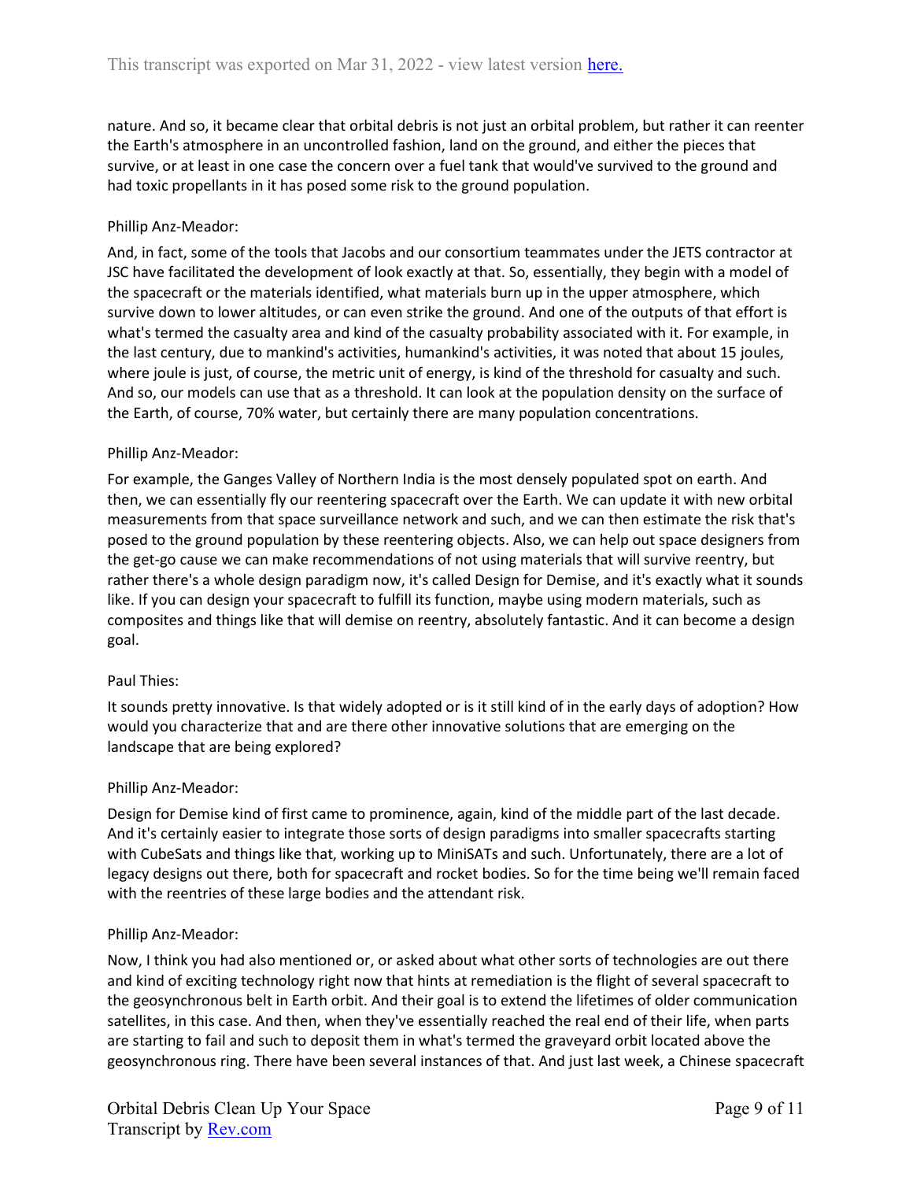nature. And so, it became clear that orbital debris is not just an orbital problem, but rather it can reenter the Earth's atmosphere in an uncontrolled fashion, land on the ground, and either the pieces that survive, or at least in one case the concern over a fuel tank that would've survived to the ground and had toxic propellants in it has posed some risk to the ground population.

Phillip Anz-Meador:

And, in fact, some of the tools that Jacobs and our consortium teammates under the JETS contractor at JSC have facilitated the development of look exactly at that. So, essentially, they begin with a model of the spacecraft or the materials identified, what materials burn up in the upper atmosphere, which survive down to lower altitudes, or can even strike the ground. And one of the outputs of that effort is what's termed the casualty area and kind of the casualty probability associated with it. For example, in the last century, due to mankind's activities, humankind's activities, it was noted that about 15 joules, where joule is just, of course, the metric unit of energy, is kind of the threshold for casualty and such. And so, our models can use that as a threshold. It can look at the population density on the surface of the Earth, of course, 70% water, but certainly there are many population concentrations.

Phillip Anz-Meador:

For example, the Ganges Valley of Northern India is the most densely populated spot on earth. And then, we can essentially fly our reentering spacecraft over the Earth. We can update it with new orbital measurements from that space surveillance network and such, and we can then estimate the risk that's posed to the ground population by these reentering objects. Also, we can help out space designers from the get-go cause we can make recommendations of not using materials that will survive reentry, but rather there's a whole design paradigm now, it's called Design for Demise, and it's exactly what it sounds like. If you can design your spacecraft to fulfill its function, maybe using modern materials, such as composites and things like that will demise on reentry, absolutely fantastic. And it can become a design goal.

Paul Thies:

It sounds pretty innovative. Is that widely adopted or is it still kind of in the early days of adoption? How would you characterize that and are there other innovative solutions that are emerging on the landscape that are being explored?

Phillip Anz-Meador:

Design for Demise kind of first came to prominence, again, kind of the middle part of the last decade. And it's certainly easier to integrate those sorts of design paradigms into smaller spacecrafts starting with CubeSats and things like that, working up to MiniSATs and such. Unfortunately, there are a lot of legacy designs out there, both for spacecraft and rocket bodies. So for the time being we'll remain faced with the reentries of these large bodies and the attendant risk.

Phillip Anz-Meador:

Now, I think you had also mentioned or, or asked about what other sorts of technologies are out there and kind of exciting technology right now that hints at remediation is the flight of several spacecraft to the geosynchronous belt in Earth orbit. And their goal is to extend the lifetimes of older communication satellites, in this case. And then, when they've essentially reached the real end of their life, when parts are starting to fail and such to deposit them in what's termed the graveyard orbit located above the geosynchronous ring. There have been several instances of that. And just last week, a Chinese spacecraft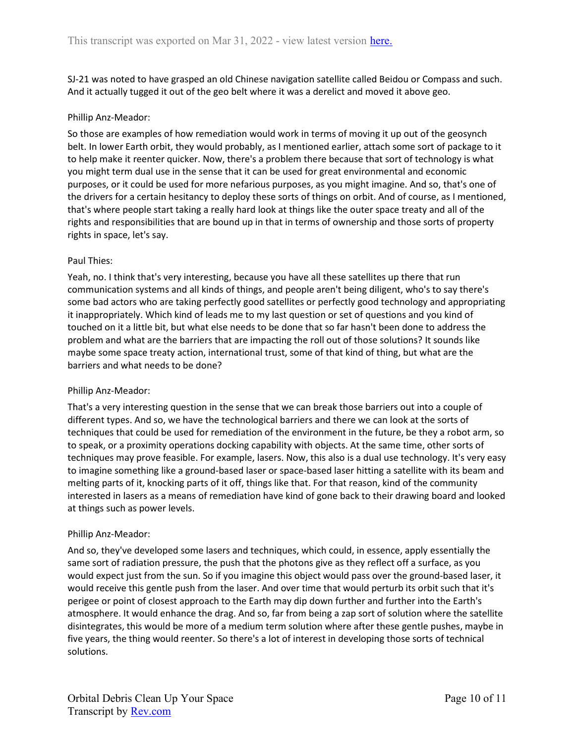SJ-21 was noted to have grasped an old Chinese navigation satellite called Beidou or Compass and such. And it actually tugged it out of the geo belt where it was a derelict and moved it above geo.

Phillip Anz-Meador:

So those are examples of how remediation would work in terms of moving it up out of the geosynch belt. In lower Earth orbit, they would probably, as I mentioned earlier, attach some sort of package to it to help make it reenter quicker. Now, there's a problem there because that sort of technology is what you might term dual use in the sense that it can be used for great environmental and economic purposes, or it could be used for more nefarious purposes, as you might imagine. And so, that's one of the drivers for a certain hesitancy to deploy these sorts of things on orbit. And of course, as I mentioned, that's where people start taking a really hard look at things like the outer space treaty and all of the rights and responsibilities that are bound up in that in terms of ownership and those sorts of property rights in space, let's say.

Paul Thies:

Yeah, no. I think that's very interesting, because you have all these satellites up there that run communication systems and all kinds of things, and people aren't being diligent, who's to say there's some bad actors who are taking perfectly good satellites or perfectly good technology and appropriating it inappropriately. Which kind of leads me to my last question or set of questions and you kind of touched on it a little bit, but what else needs to be done that so far hasn't been done to address the problem and what are the barriers that are impacting the roll out of those solutions? It sounds like maybe some space treaty action, international trust, some of that kind of thing, but what are the barriers and what needs to be done?

Phillip Anz-Meador:

That's a very interesting question in the sense that we can break those barriers out into a couple of different types. And so, we have the technological barriers and there we can look at the sorts of techniques that could be used for remediation of the environment in the future, be they a robot arm, so to speak, or a proximity operations docking capability with objects. At the same time, other sorts of techniques may prove feasible. For example, lasers. Now, this also is a dual use technology. It's very easy to imagine something like a ground-based laser or space-based laser hitting a satellite with its beam and melting parts of it, knocking parts of it off, things like that. For that reason, kind of the community interested in lasers as a means of remediation have kind of gone back to their drawing board and looked at things such as power levels.

Phillip Anz-Meador:

And so, they've developed some lasers and techniques, which could, in essence, apply essentially the same sort of radiation pressure, the push that the photons give as they reflect off a surface, as you would expect just from the sun. So if you imagine this object would pass over the ground-based laser, it would receive this gentle push from the laser. And over time that would perturb its orbit such that it's perigee or point of closest approach to the Earth may dip down further and further into the Earth's atmosphere. It would enhance the drag. And so, far from being a zap sort of solution where the satellite disintegrates, this would be more of a medium term solution where after these gentle pushes, maybe in five years, the thing would reenter. So there's a lot of interest in developing those sorts of technical solutions.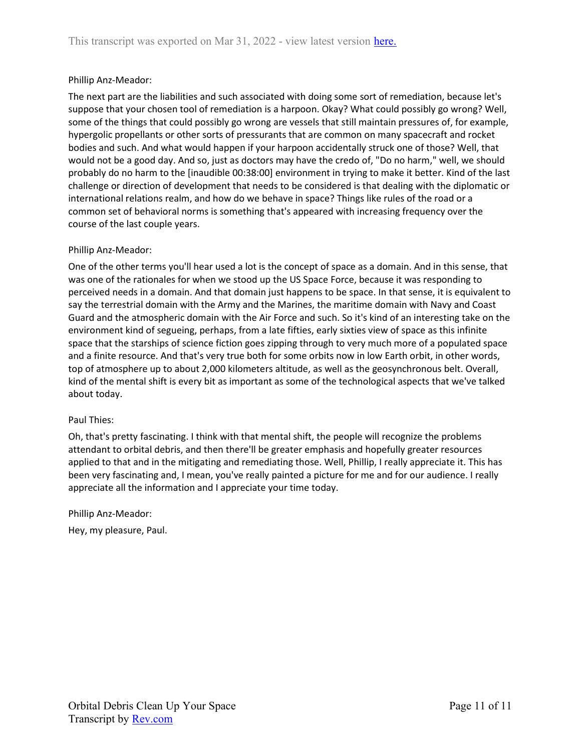Phillip Anz-Meador:

The next part are the liabilities and such associated with doing some sort of remediation, because let's suppose that your chosen tool of remediation is a harpoon. Okay? What could possibly go wrong? Well, some of the things that could possibly go wrong are vessels that still maintain pressures of, for example, hypergolic propellants or other sorts of pressurants that are common on many spacecraft and rocket bodies and such. And what would happen if your harpoon accidentally struck one of those? Well, that would not be a good day. And so, just as doctors may have the credo of, "Do no harm," well, we should probably do no harm to the [inaudible 00:38:00] environment in trying to make it better. Kind of the last challenge or direction of development that needs to be considered is that dealing with the diplomatic or international relations realm, and how do we behave in space? Things like rules of the road or a common set of behavioral norms is something that's appeared with increasing frequency over the course of the last couple years.

Phillip Anz-Meador:

One of the other terms you'll hear used a lot is the concept of space as a domain. And in this sense, that was one of the rationales for when we stood up the US Space Force, because it was responding to perceived needs in a domain. And that domain just happens to be space. In that sense, it is equivalent to say the terrestrial domain with the Army and the Marines, the maritime domain with Navy and Coast Guard and the atmospheric domain with the Air Force and such. So it's kind of an interesting take on the environment kind of segueing, perhaps, from a late fifties, early sixties view of space as this infinite space that the starships of science fiction goes zipping through to very much more of a populated space and a finite resource. And that's very true both for some orbits now in low Earth orbit, in other words, top of atmosphere up to about 2,000 kilometers altitude, as well as the geosynchronous belt. Overall, kind of the mental shift is every bit as important as some of the technological aspects that we've talked about today.

Paul Thies:

Oh, that's pretty fascinating. I think with that mental shift, the people will recognize the problems attendant to orbital debris, and then there'll be greater emphasis and hopefully greater resources applied to that and in the mitigating and remediating those. Well, Phillip, I really appreciate it. This has been very fascinating and, I mean, you've really painted a picture for me and for our audience. I really appreciate all the information and I appreciate your time today.

Phillip Anz-Meador:

Hey, my pleasure, Paul.